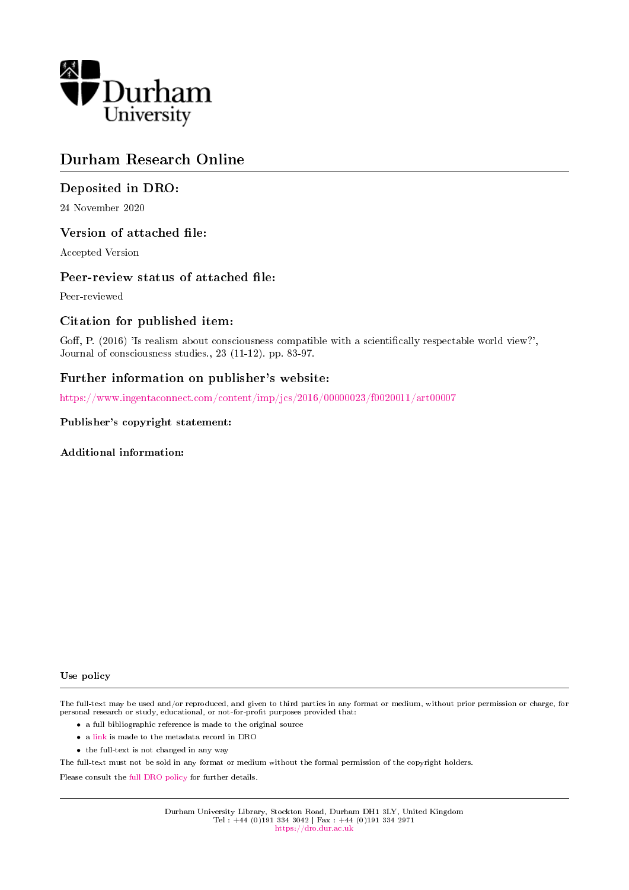Durham University

# Durham Research Online

## Deposited in DRO:

24 November 2020

## Version of attached file:

Accepted Version

## Peer-review status of attached file:

Peer-reviewed

## Citation for published item:

Goff, P. (2016) 'Is realism about consciousness compatible with a scientifically respectable world view?', Journal of consciousness studies., 23 (11-12). pp. 83-97.

## Further information on publisher's website:

https://www.ingentaconnect.com/content/imp/jcs/2016/00000023/f0020011/art00007

### Publisher's copyright statement:

### Additional information:

### Use policy

The full-text may be used and/or reproduced, and given to third parties in any format or medium, without prior permission or charge, for personal research or study, educational, or not-for-profit purposes provided that:

- a full bibliographic reference is made to the original source
- a link is made to the metadata record in DRO
- the full-text is not changed in any way

The full-text must not be sold in any format or medium without the formal permission of the copyright holders.

Please consult the full DRO policy for further details.

Durham University Library, Stockton Road, Durham DH1 3LY, United Kingdom
Tel : +44 (0)191 334 3042 | Fax : +44 (0)191 334 2971
https://dro.dur.ac.uk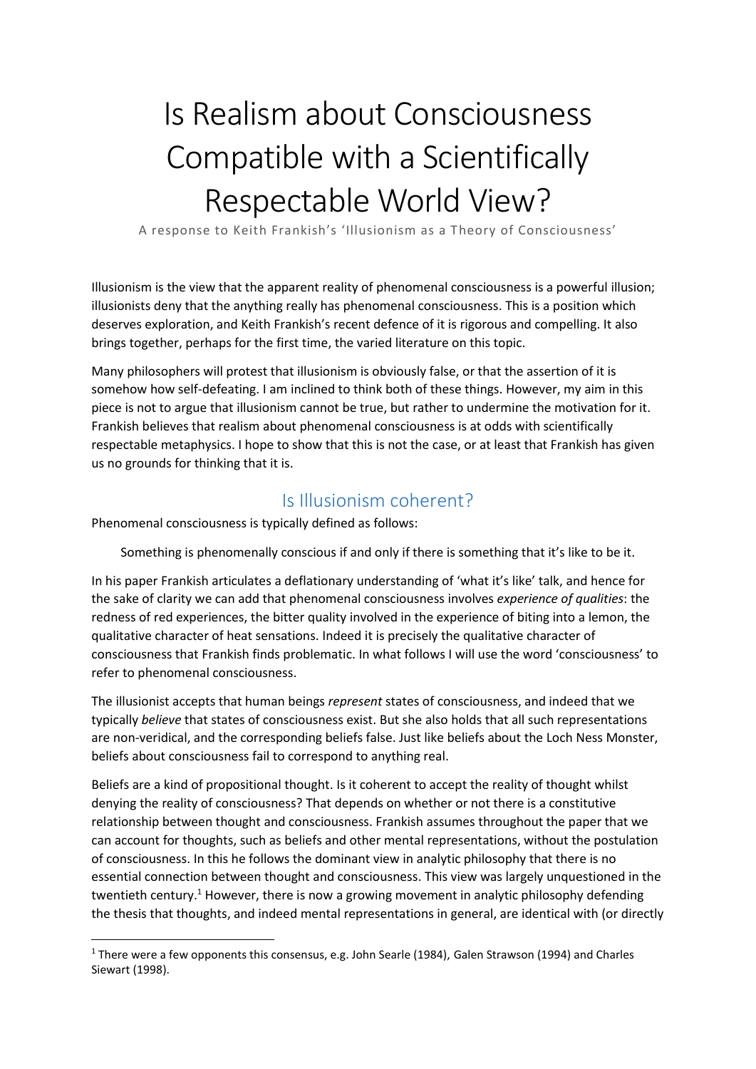# Is Realism about Consciousness Compatible with a Scientifically Respectable World View?

A response to Keith Frankish's 'Illusionism as a Theory of Consciousness'

Illusionism is the view that the apparent reality of phenomenal consciousness is a powerful illusion; illusionists deny that the anything really has phenomenal consciousness. This is a position which deserves exploration, and Keith Frankish's recent defence of it is rigorous and compelling. It also brings together, perhaps for the first time, the varied literature on this topic.

Many philosophers will protest that illusionism is obviously false, or that the assertion of it is somehow how self-defeating. I am inclined to think both of these things. However, my aim in this piece is not to argue that illusionism cannot be true, but rather to undermine the motivation for it. Frankish believes that realism about phenomenal consciousness is at odds with scientifically respectable metaphysics. I hope to show that this is not the case, or at least that Frankish has given us no grounds for thinking that it is.

## Is Illusionism coherent?

Phenomenal consciousness is typically defined as follows:

> Something is phenomenally conscious if and only if there is something that it's like to be it.

In his paper Frankish articulates a deflationary understanding of 'what it's like' talk, and hence for the sake of clarity we can add that phenomenal consciousness involves *experience of qualities*: the redness of red experiences, the bitter quality involved in the experience of biting into a lemon, the qualitative character of heat sensations. Indeed it is precisely the qualitative character of consciousness that Frankish finds problematic. In what follows I will use the word 'consciousness' to refer to phenomenal consciousness.

The illusionist accepts that human beings *represent* states of consciousness, and indeed that we typically *believe* that states of consciousness exist. But she also holds that all such representations are non-veridical, and the corresponding beliefs false. Just like beliefs about the Loch Ness Monster, beliefs about consciousness fail to correspond to anything real.

Beliefs are a kind of propositional thought. Is it coherent to accept the reality of thought whilst denying the reality of consciousness? That depends on whether or not there is a constitutive relationship between thought and consciousness. Frankish assumes throughout the paper that we can account for thoughts, such as beliefs and other mental representations, without the postulation of consciousness. In this he follows the dominant view in analytic philosophy that there is no essential connection between thought and consciousness. This view was largely unquestioned in the twentieth century.[1] However, there is now a growing movement in analytic philosophy defending the thesis that thoughts, and indeed mental representations in general, are identical with (or directly

[1] There were a few opponents this consensus, e.g. John Searle (1984), Galen Strawson (1994) and Charles Siewart (1998).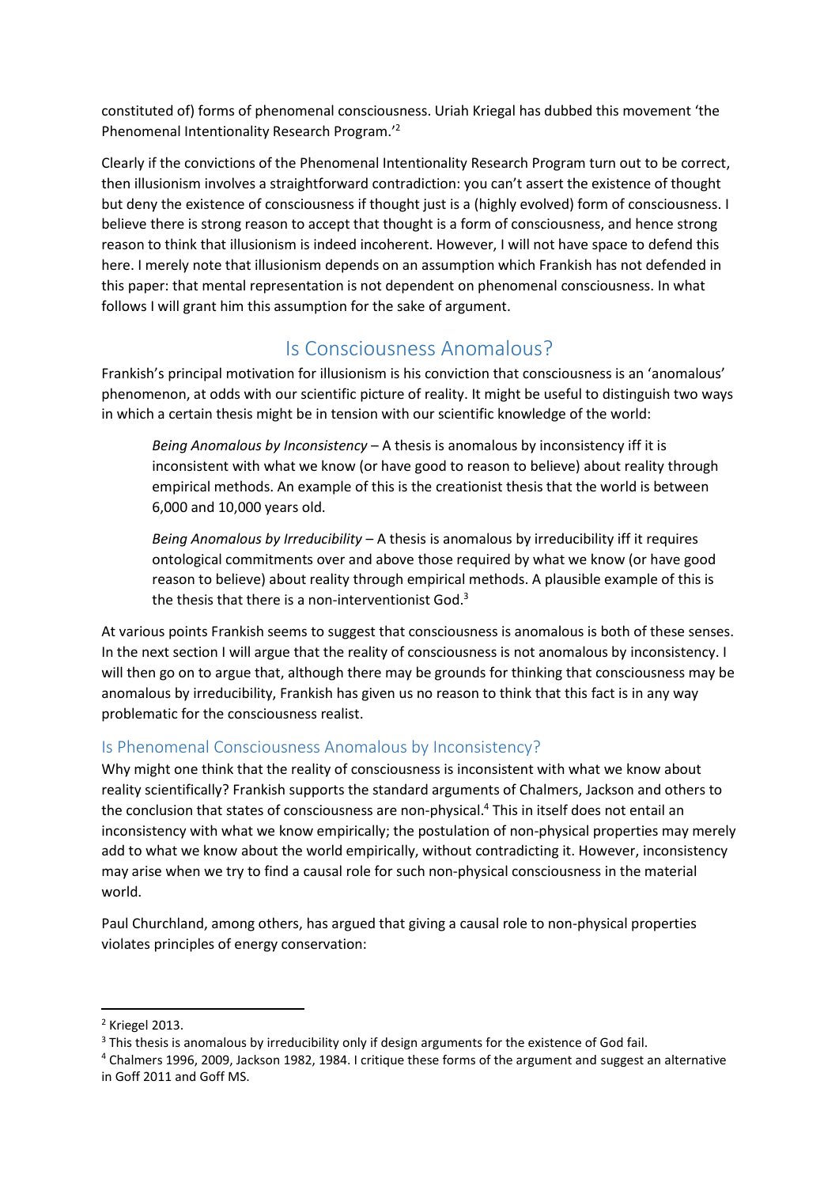constituted of) forms of phenomenal consciousness. Uriah Kriegal has dubbed this movement 'the Phenomenal Intentionality Research Program.'[2]

Clearly if the convictions of the Phenomenal Intentionality Research Program turn out to be correct, then illusionism involves a straightforward contradiction: you can't assert the existence of thought but deny the existence of consciousness if thought just is a (highly evolved) form of consciousness. I believe there is strong reason to accept that thought is a form of consciousness, and hence strong reason to think that illusionism is indeed incoherent. However, I will not have space to defend this here. I merely note that illusionism depends on an assumption which Frankish has not defended in this paper: that mental representation is not dependent on phenomenal consciousness. In what follows I will grant him this assumption for the sake of argument.

## Is Consciousness Anomalous?

Frankish's principal motivation for illusionism is his conviction that consciousness is an 'anomalous' phenomenon, at odds with our scientific picture of reality. It might be useful to distinguish two ways in which a certain thesis might be in tension with our scientific knowledge of the world:

> *Being Anomalous by Inconsistency* – A thesis is anomalous by inconsistency iff it is inconsistent with what we know (or have good to reason to believe) about reality through empirical methods. An example of this is the creationist thesis that the world is between 6,000 and 10,000 years old.
>
> *Being Anomalous by Irreducibility* – A thesis is anomalous by irreducibility iff it requires ontological commitments over and above those required by what we know (or have good reason to believe) about reality through empirical methods. A plausible example of this is the thesis that there is a non-interventionist God.[3]

At various points Frankish seems to suggest that consciousness is anomalous is both of these senses. In the next section I will argue that the reality of consciousness is not anomalous by inconsistency. I will then go on to argue that, although there may be grounds for thinking that consciousness may be anomalous by irreducibility, Frankish has given us no reason to think that this fact is in any way problematic for the consciousness realist.

### Is Phenomenal Consciousness Anomalous by Inconsistency?

Why might one think that the reality of consciousness is inconsistent with what we know about reality scientifically? Frankish supports the standard arguments of Chalmers, Jackson and others to the conclusion that states of consciousness are non-physical.[4] This in itself does not entail an inconsistency with what we know empirically; the postulation of non-physical properties may merely add to what we know about the world empirically, without contradicting it. However, inconsistency may arise when we try to find a causal role for such non-physical consciousness in the material world.

Paul Churchland, among others, has argued that giving a causal role to non-physical properties violates principles of energy conservation:

---

[2] Kriegel 2013.

[3] This thesis is anomalous by irreducibility only if design arguments for the existence of God fail.

[4] Chalmers 1996, 2009, Jackson 1982, 1984. I critique these forms of the argument and suggest an alternative in Goff 2011 and Goff MS.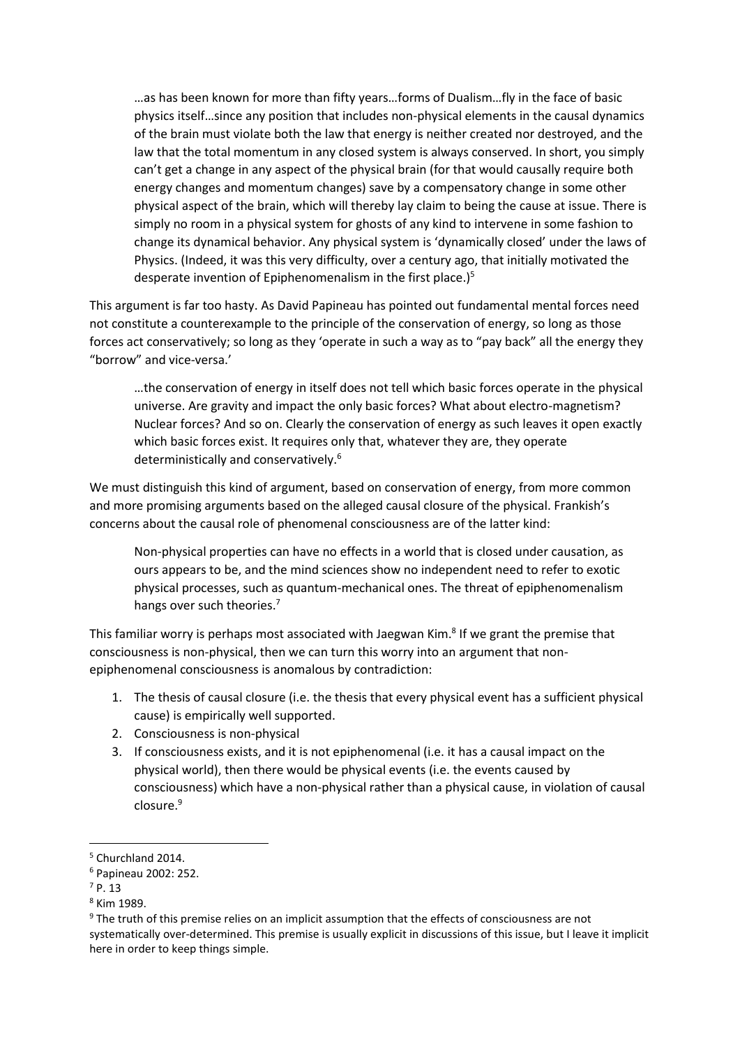> …as has been known for more than fifty years…forms of Dualism…fly in the face of basic physics itself…since any position that includes non-physical elements in the causal dynamics of the brain must violate both the law that energy is neither created nor destroyed, and the law that the total momentum in any closed system is always conserved. In short, you simply can't get a change in any aspect of the physical brain (for that would causally require both energy changes and momentum changes) save by a compensatory change in some other physical aspect of the brain, which will thereby lay claim to being the cause at issue. There is simply no room in a physical system for ghosts of any kind to intervene in some fashion to change its dynamical behavior. Any physical system is 'dynamically closed' under the laws of Physics. (Indeed, it was this very difficulty, over a century ago, that initially motivated the desperate invention of Epiphenomenalism in the first place.)[5]

This argument is far too hasty. As David Papineau has pointed out fundamental mental forces need not constitute a counterexample to the principle of the conservation of energy, so long as those forces act conservatively; so long as they 'operate in such a way as to "pay back" all the energy they "borrow" and vice-versa.'

> …the conservation of energy in itself does not tell which basic forces operate in the physical universe. Are gravity and impact the only basic forces? What about electro-magnetism? Nuclear forces? And so on. Clearly the conservation of energy as such leaves it open exactly which basic forces exist. It requires only that, whatever they are, they operate deterministically and conservatively.[6]

We must distinguish this kind of argument, based on conservation of energy, from more common and more promising arguments based on the alleged causal closure of the physical. Frankish's concerns about the causal role of phenomenal consciousness are of the latter kind:

> Non-physical properties can have no effects in a world that is closed under causation, as ours appears to be, and the mind sciences show no independent need to refer to exotic physical processes, such as quantum-mechanical ones. The threat of epiphenomenalism hangs over such theories.[7]

This familiar worry is perhaps most associated with Jaegwan Kim.[8] If we grant the premise that consciousness is non-physical, then we can turn this worry into an argument that non-epiphenomenal consciousness is anomalous by contradiction:

1. The thesis of causal closure (i.e. the thesis that every physical event has a sufficient physical cause) is empirically well supported.
2. Consciousness is non-physical
3. If consciousness exists, and it is not epiphenomenal (i.e. it has a causal impact on the physical world), then there would be physical events (i.e. the events caused by consciousness) which have a non-physical rather than a physical cause, in violation of causal closure.[9]

---

[5] Churchland 2014.

[6] Papineau 2002: 252.

[7] P. 13

[8] Kim 1989.

[9] The truth of this premise relies on an implicit assumption that the effects of consciousness are not systematically over-determined. This premise is usually explicit in discussions of this issue, but I leave it implicit here in order to keep things simple.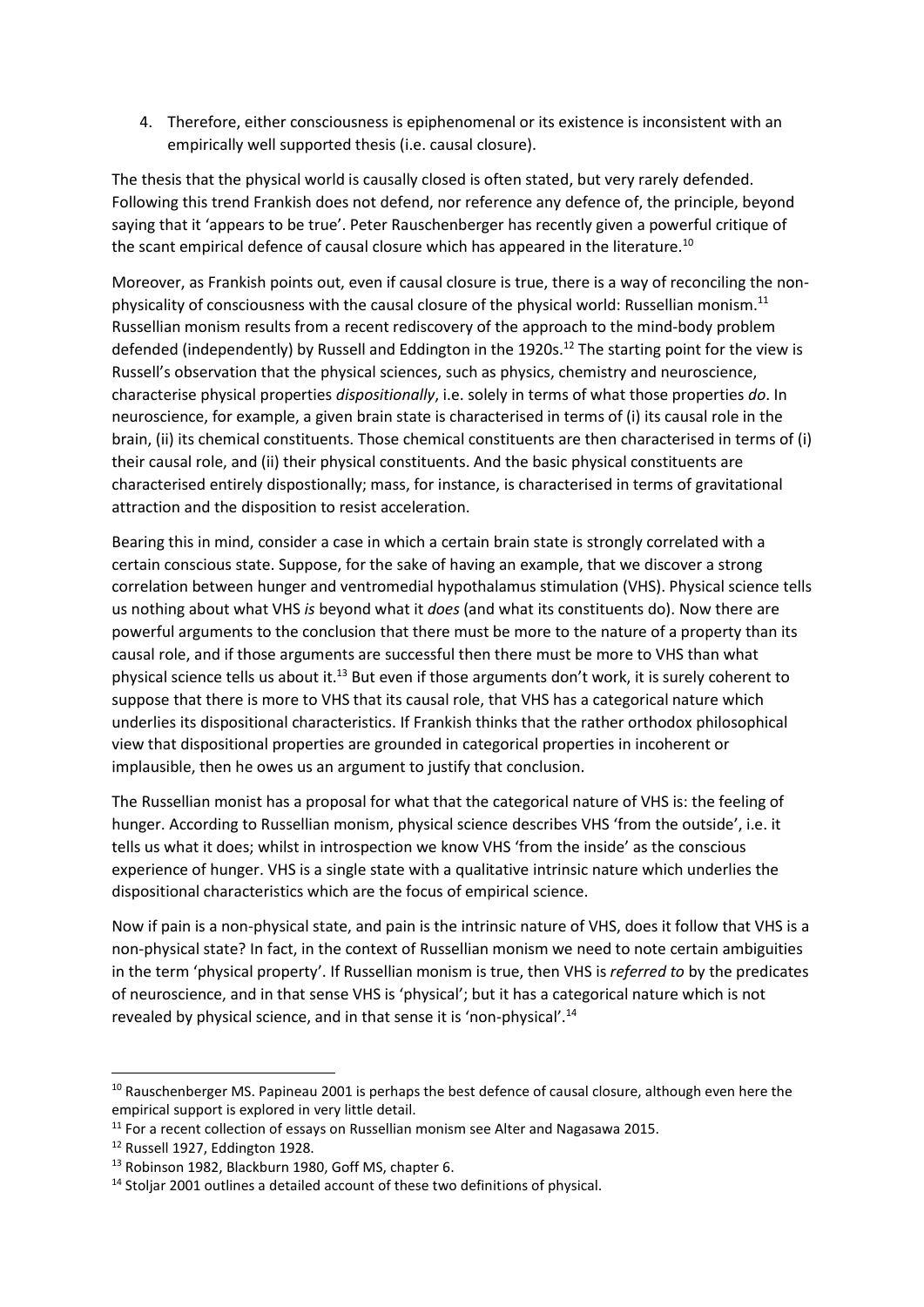4. Therefore, either consciousness is epiphenomenal or its existence is inconsistent with an empirically well supported thesis (i.e. causal closure).

The thesis that the physical world is causally closed is often stated, but very rarely defended. Following this trend Frankish does not defend, nor reference any defence of, the principle, beyond saying that it 'appears to be true'. Peter Rauschenberger has recently given a powerful critique of the scant empirical defence of causal closure which has appeared in the literature.[10]

Moreover, as Frankish points out, even if causal closure is true, there is a way of reconciling the non-physicality of consciousness with the causal closure of the physical world: Russellian monism.[11] Russellian monism results from a recent rediscovery of the approach to the mind-body problem defended (independently) by Russell and Eddington in the 1920s.[12] The starting point for the view is Russell's observation that the physical sciences, such as physics, chemistry and neuroscience, characterise physical properties *dispositionally*, i.e. solely in terms of what those properties *do*. In neuroscience, for example, a given brain state is characterised in terms of (i) its causal role in the brain, (ii) its chemical constituents. Those chemical constituents are then characterised in terms of (i) their causal role, and (ii) their physical constituents. And the basic physical constituents are characterised entirely dispostionally; mass, for instance, is characterised in terms of gravitational attraction and the disposition to resist acceleration.

Bearing this in mind, consider a case in which a certain brain state is strongly correlated with a certain conscious state. Suppose, for the sake of having an example, that we discover a strong correlation between hunger and ventromedial hypothalamus stimulation (VHS). Physical science tells us nothing about what VHS *is* beyond what it *does* (and what its constituents do). Now there are powerful arguments to the conclusion that there must be more to the nature of a property than its causal role, and if those arguments are successful then there must be more to VHS than what physical science tells us about it.[13] But even if those arguments don't work, it is surely coherent to suppose that there is more to VHS that its causal role, that VHS has a categorical nature which underlies its dispositional characteristics. If Frankish thinks that the rather orthodox philosophical view that dispositional properties are grounded in categorical properties in incoherent or implausible, then he owes us an argument to justify that conclusion.

The Russellian monist has a proposal for what that the categorical nature of VHS is: the feeling of hunger. According to Russellian monism, physical science describes VHS 'from the outside', i.e. it tells us what it does; whilst in introspection we know VHS 'from the inside' as the conscious experience of hunger. VHS is a single state with a qualitative intrinsic nature which underlies the dispositional characteristics which are the focus of empirical science.

Now if pain is a non-physical state, and pain is the intrinsic nature of VHS, does it follow that VHS is a non-physical state? In fact, in the context of Russellian monism we need to note certain ambiguities in the term 'physical property'. If Russellian monism is true, then VHS is *referred to* by the predicates of neuroscience, and in that sense VHS is 'physical'; but it has a categorical nature which is not revealed by physical science, and in that sense it is 'non-physical'.[14]

---

[10] Rauschenberger MS. Papineau 2001 is perhaps the best defence of causal closure, although even here the empirical support is explored in very little detail.

[11] For a recent collection of essays on Russellian monism see Alter and Nagasawa 2015.

[12] Russell 1927, Eddington 1928.

[13] Robinson 1982, Blackburn 1980, Goff MS, chapter 6.

[14] Stoljar 2001 outlines a detailed account of these two definitions of physical.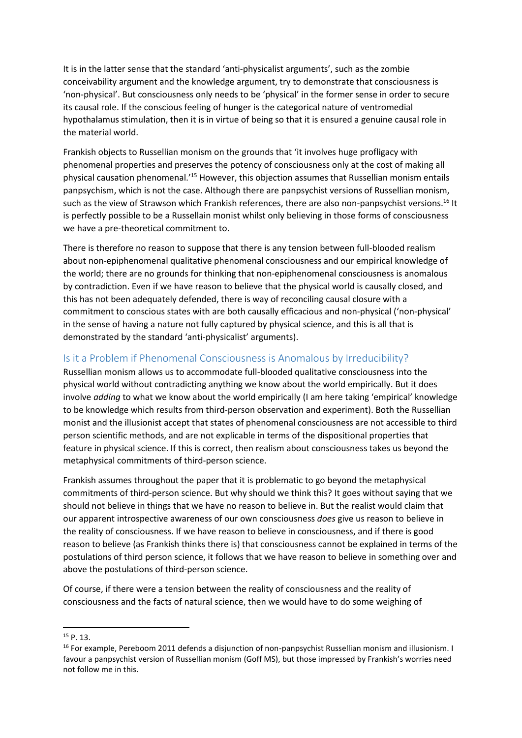It is in the latter sense that the standard 'anti-physicalist arguments', such as the zombie conceivability argument and the knowledge argument, try to demonstrate that consciousness is 'non-physical'. But consciousness only needs to be 'physical' in the former sense in order to secure its causal role. If the conscious feeling of hunger is the categorical nature of ventromedial hypothalamus stimulation, then it is in virtue of being so that it is ensured a genuine causal role in the material world.

Frankish objects to Russellian monism on the grounds that 'it involves huge profligacy with phenomenal properties and preserves the potency of consciousness only at the cost of making all physical causation phenomenal.'[15] However, this objection assumes that Russellian monism entails panpsychism, which is not the case. Although there are panpsychist versions of Russellian monism, such as the view of Strawson which Frankish references, there are also non-panpsychist versions.[16] It is perfectly possible to be a Russellain monist whilst only believing in those forms of consciousness we have a pre-theoretical commitment to.

There is therefore no reason to suppose that there is any tension between full-blooded realism about non-epiphenomenal qualitative phenomenal consciousness and our empirical knowledge of the world; there are no grounds for thinking that non-epiphenomenal consciousness is anomalous by contradiction. Even if we have reason to believe that the physical world is causally closed, and this has not been adequately defended, there is way of reconciling causal closure with a commitment to conscious states with are both causally efficacious and non-physical ('non-physical' in the sense of having a nature not fully captured by physical science, and this is all that is demonstrated by the standard 'anti-physicalist' arguments).

## Is it a Problem if Phenomenal Consciousness is Anomalous by Irreducibility?

Russellian monism allows us to accommodate full-blooded qualitative consciousness into the physical world without contradicting anything we know about the world empirically. But it does involve *adding* to what we know about the world empirically (I am here taking 'empirical' knowledge to be knowledge which results from third-person observation and experiment). Both the Russellian monist and the illusionist accept that states of phenomenal consciousness are not accessible to third person scientific methods, and are not explicable in terms of the dispositional properties that feature in physical science. If this is correct, then realism about consciousness takes us beyond the metaphysical commitments of third-person science.

Frankish assumes throughout the paper that it is problematic to go beyond the metaphysical commitments of third-person science. But why should we think this? It goes without saying that we should not believe in things that we have no reason to believe in. But the realist would claim that our apparent introspective awareness of our own consciousness *does* give us reason to believe in the reality of consciousness. If we have reason to believe in consciousness, and if there is good reason to believe (as Frankish thinks there is) that consciousness cannot be explained in terms of the postulations of third person science, it follows that we have reason to believe in something over and above the postulations of third-person science.

Of course, if there were a tension between the reality of consciousness and the reality of consciousness and the facts of natural science, then we would have to do some weighing of

---

[15] P. 13.

[16] For example, Pereboom 2011 defends a disjunction of non-panpsychist Russellian monism and illusionism. I favour a panpsychist version of Russellian monism (Goff MS), but those impressed by Frankish's worries need not follow me in this.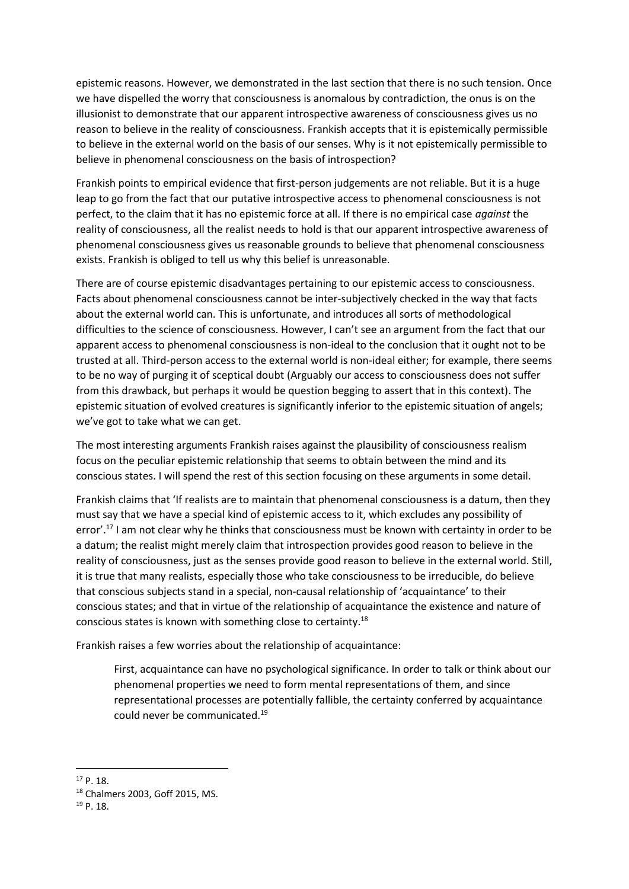epistemic reasons. However, we demonstrated in the last section that there is no such tension. Once we have dispelled the worry that consciousness is anomalous by contradiction, the onus is on the illusionist to demonstrate that our apparent introspective awareness of consciousness gives us no reason to believe in the reality of consciousness. Frankish accepts that it is epistemically permissible to believe in the external world on the basis of our senses. Why is it not epistemically permissible to believe in phenomenal consciousness on the basis of introspection?

Frankish points to empirical evidence that first-person judgements are not reliable. But it is a huge leap to go from the fact that our putative introspective access to phenomenal consciousness is not perfect, to the claim that it has no epistemic force at all. If there is no empirical case *against* the reality of consciousness, all the realist needs to hold is that our apparent introspective awareness of phenomenal consciousness gives us reasonable grounds to believe that phenomenal consciousness exists. Frankish is obliged to tell us why this belief is unreasonable.

There are of course epistemic disadvantages pertaining to our epistemic access to consciousness. Facts about phenomenal consciousness cannot be inter-subjectively checked in the way that facts about the external world can. This is unfortunate, and introduces all sorts of methodological difficulties to the science of consciousness. However, I can't see an argument from the fact that our apparent access to phenomenal consciousness is non-ideal to the conclusion that it ought not to be trusted at all. Third-person access to the external world is non-ideal either; for example, there seems to be no way of purging it of sceptical doubt (Arguably our access to consciousness does not suffer from this drawback, but perhaps it would be question begging to assert that in this context). The epistemic situation of evolved creatures is significantly inferior to the epistemic situation of angels; we've got to take what we can get.

The most interesting arguments Frankish raises against the plausibility of consciousness realism focus on the peculiar epistemic relationship that seems to obtain between the mind and its conscious states. I will spend the rest of this section focusing on these arguments in some detail.

Frankish claims that 'If realists are to maintain that phenomenal consciousness is a datum, then they must say that we have a special kind of epistemic access to it, which excludes any possibility of error'.[17] I am not clear why he thinks that consciousness must be known with certainty in order to be a datum; the realist might merely claim that introspection provides good reason to believe in the reality of consciousness, just as the senses provide good reason to believe in the external world. Still, it is true that many realists, especially those who take consciousness to be irreducible, do believe that conscious subjects stand in a special, non-causal relationship of 'acquaintance' to their conscious states; and that in virtue of the relationship of acquaintance the existence and nature of conscious states is known with something close to certainty.[18]

Frankish raises a few worries about the relationship of acquaintance:

> First, acquaintance can have no psychological significance. In order to talk or think about our phenomenal properties we need to form mental representations of them, and since representational processes are potentially fallible, the certainty conferred by acquaintance could never be communicated.[19]

---

[17] P. 18.

[18] Chalmers 2003, Goff 2015, MS.

[19] P. 18.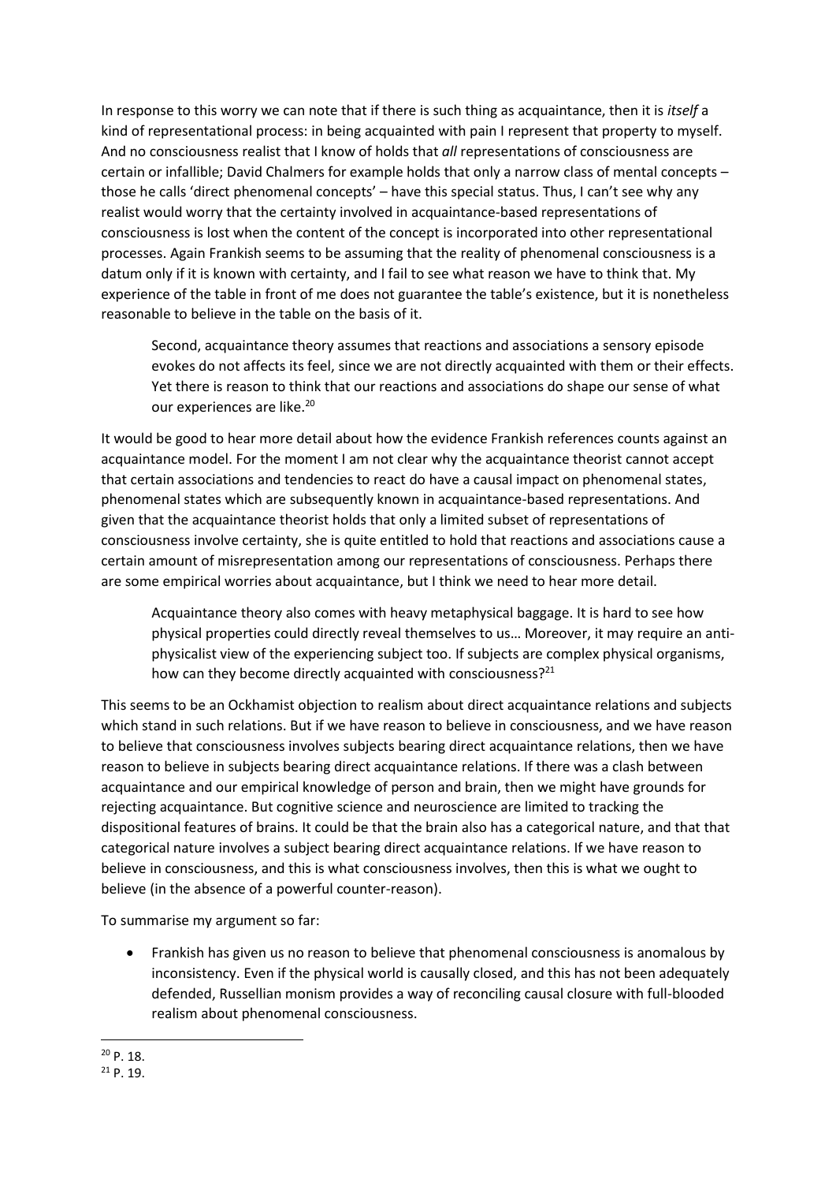In response to this worry we can note that if there is such thing as acquaintance, then it is *itself* a kind of representational process: in being acquainted with pain I represent that property to myself. And no consciousness realist that I know of holds that *all* representations of consciousness are certain or infallible; David Chalmers for example holds that only a narrow class of mental concepts – those he calls 'direct phenomenal concepts' – have this special status. Thus, I can't see why any realist would worry that the certainty involved in acquaintance-based representations of consciousness is lost when the content of the concept is incorporated into other representational processes. Again Frankish seems to be assuming that the reality of phenomenal consciousness is a datum only if it is known with certainty, and I fail to see what reason we have to think that. My experience of the table in front of me does not guarantee the table's existence, but it is nonetheless reasonable to believe in the table on the basis of it.

> Second, acquaintance theory assumes that reactions and associations a sensory episode evokes do not affects its feel, since we are not directly acquainted with them or their effects. Yet there is reason to think that our reactions and associations do shape our sense of what our experiences are like.[20]

It would be good to hear more detail about how the evidence Frankish references counts against an acquaintance model. For the moment I am not clear why the acquaintance theorist cannot accept that certain associations and tendencies to react do have a causal impact on phenomenal states, phenomenal states which are subsequently known in acquaintance-based representations. And given that the acquaintance theorist holds that only a limited subset of representations of consciousness involve certainty, she is quite entitled to hold that reactions and associations cause a certain amount of misrepresentation among our representations of consciousness. Perhaps there are some empirical worries about acquaintance, but I think we need to hear more detail.

> Acquaintance theory also comes with heavy metaphysical baggage. It is hard to see how physical properties could directly reveal themselves to us… Moreover, it may require an anti-physicalist view of the experiencing subject too. If subjects are complex physical organisms, how can they become directly acquainted with consciousness?[21]

This seems to be an Ockhamist objection to realism about direct acquaintance relations and subjects which stand in such relations. But if we have reason to believe in consciousness, and we have reason to believe that consciousness involves subjects bearing direct acquaintance relations, then we have reason to believe in subjects bearing direct acquaintance relations. If there was a clash between acquaintance and our empirical knowledge of person and brain, then we might have grounds for rejecting acquaintance. But cognitive science and neuroscience are limited to tracking the dispositional features of brains. It could be that the brain also has a categorical nature, and that that categorical nature involves a subject bearing direct acquaintance relations. If we have reason to believe in consciousness, and this is what consciousness involves, then this is what we ought to believe (in the absence of a powerful counter-reason).

To summarise my argument so far:

- Frankish has given us no reason to believe that phenomenal consciousness is anomalous by inconsistency. Even if the physical world is causally closed, and this has not been adequately defended, Russellian monism provides a way of reconciling causal closure with full-blooded realism about phenomenal consciousness.

[20] P. 18.

[21] P. 19.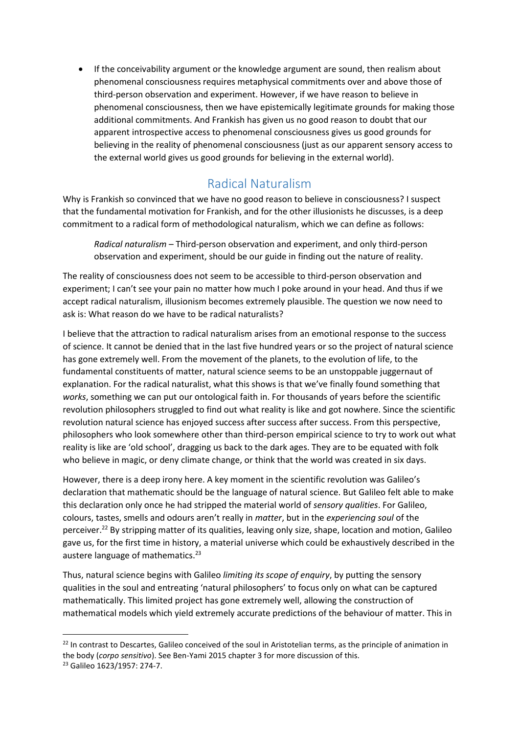- If the conceivability argument or the knowledge argument are sound, then realism about phenomenal consciousness requires metaphysical commitments over and above those of third-person observation and experiment. However, if we have reason to believe in phenomenal consciousness, then we have epistemically legitimate grounds for making those additional commitments. And Frankish has given us no good reason to doubt that our apparent introspective access to phenomenal consciousness gives us good grounds for believing in the reality of phenomenal consciousness (just as our apparent sensory access to the external world gives us good grounds for believing in the external world).

## Radical Naturalism

Why is Frankish so convinced that we have no good reason to believe in consciousness? I suspect that the fundamental motivation for Frankish, and for the other illusionists he discusses, is a deep commitment to a radical form of methodological naturalism, which we can define as follows:

> *Radical naturalism* – Third-person observation and experiment, and only third-person observation and experiment, should be our guide in finding out the nature of reality.

The reality of consciousness does not seem to be accessible to third-person observation and experiment; I can't see your pain no matter how much I poke around in your head. And thus if we accept radical naturalism, illusionism becomes extremely plausible. The question we now need to ask is: What reason do we have to be radical naturalists?

I believe that the attraction to radical naturalism arises from an emotional response to the success of science. It cannot be denied that in the last five hundred years or so the project of natural science has gone extremely well. From the movement of the planets, to the evolution of life, to the fundamental constituents of matter, natural science seems to be an unstoppable juggernaut of explanation. For the radical naturalist, what this shows is that we've finally found something that *works*, something we can put our ontological faith in. For thousands of years before the scientific revolution philosophers struggled to find out what reality is like and got nowhere. Since the scientific revolution natural science has enjoyed success after success after success. From this perspective, philosophers who look somewhere other than third-person empirical science to try to work out what reality is like are 'old school', dragging us back to the dark ages. They are to be equated with folk who believe in magic, or deny climate change, or think that the world was created in six days.

However, there is a deep irony here. A key moment in the scientific revolution was Galileo's declaration that mathematic should be the language of natural science. But Galileo felt able to make this declaration only once he had stripped the material world of *sensory qualities*. For Galileo, colours, tastes, smells and odours aren't really in *matter*, but in the *experiencing soul* of the perceiver.[22] By stripping matter of its qualities, leaving only size, shape, location and motion, Galileo gave us, for the first time in history, a material universe which could be exhaustively described in the austere language of mathematics.[23]

Thus, natural science begins with Galileo *limiting its scope of enquiry*, by putting the sensory qualities in the soul and entreating 'natural philosophers' to focus only on what can be captured mathematically. This limited project has gone extremely well, allowing the construction of mathematical models which yield extremely accurate predictions of the behaviour of matter. This in

---

[22] In contrast to Descartes, Galileo conceived of the soul in Aristotelian terms, as the principle of animation in the body (*corpo sensitivo*). See Ben-Yami 2015 chapter 3 for more discussion of this.

[23] Galileo 1623/1957: 274-7.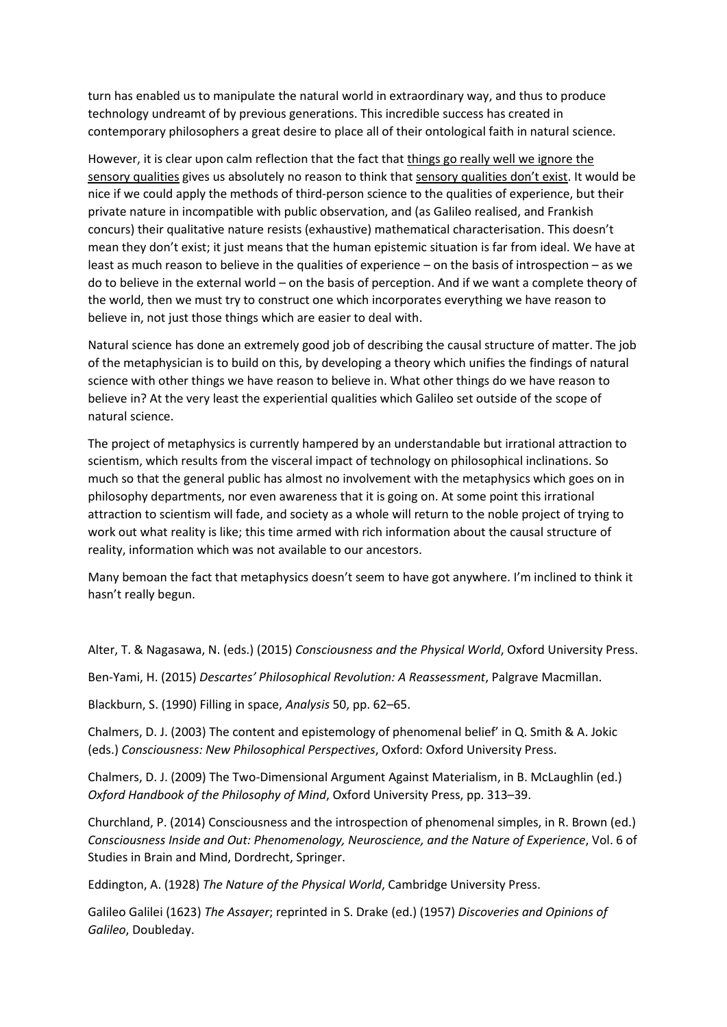turn has enabled us to manipulate the natural world in extraordinary way, and thus to produce technology undreamt of by previous generations. This incredible success has created in contemporary philosophers a great desire to place all of their ontological faith in natural science.

However, it is clear upon calm reflection that the fact that <u>things go really well we ignore the sensory qualities</u> gives us absolutely no reason to think that <u>sensory qualities don't exist</u>. It would be nice if we could apply the methods of third-person science to the qualities of experience, but their private nature in incompatible with public observation, and (as Galileo realised, and Frankish concurs) their qualitative nature resists (exhaustive) mathematical characterisation. This doesn't mean they don't exist; it just means that the human epistemic situation is far from ideal. We have at least as much reason to believe in the qualities of experience – on the basis of introspection – as we do to believe in the external world – on the basis of perception. And if we want a complete theory of the world, then we must try to construct one which incorporates everything we have reason to believe in, not just those things which are easier to deal with.

Natural science has done an extremely good job of describing the causal structure of matter. The job of the metaphysician is to build on this, by developing a theory which unifies the findings of natural science with other things we have reason to believe in. What other things do we have reason to believe in? At the very least the experiential qualities which Galileo set outside of the scope of natural science.

The project of metaphysics is currently hampered by an understandable but irrational attraction to scientism, which results from the visceral impact of technology on philosophical inclinations. So much so that the general public has almost no involvement with the metaphysics which goes on in philosophy departments, nor even awareness that it is going on. At some point this irrational attraction to scientism will fade, and society as a whole will return to the noble project of trying to work out what reality is like; this time armed with rich information about the causal structure of reality, information which was not available to our ancestors.

Many bemoan the fact that metaphysics doesn't seem to have got anywhere. I'm inclined to think it hasn't really begun.

Alter, T. & Nagasawa, N. (eds.) (2015) *Consciousness and the Physical World*, Oxford University Press.

Ben-Yami, H. (2015) *Descartes' Philosophical Revolution: A Reassessment*, Palgrave Macmillan.

Blackburn, S. (1990) Filling in space, *Analysis* 50, pp. 62–65.

Chalmers, D. J. (2003) The content and epistemology of phenomenal belief' in Q. Smith & A. Jokic (eds.) *Consciousness: New Philosophical Perspectives*, Oxford: Oxford University Press.

Chalmers, D. J. (2009) The Two-Dimensional Argument Against Materialism, in B. McLaughlin (ed.) *Oxford Handbook of the Philosophy of Mind*, Oxford University Press, pp. 313–39.

Churchland, P. (2014) Consciousness and the introspection of phenomenal simples, in R. Brown (ed.) *Consciousness Inside and Out: Phenomenology, Neuroscience, and the Nature of Experience*, Vol. 6 of Studies in Brain and Mind, Dordrecht, Springer.

Eddington, A. (1928) *The Nature of the Physical World*, Cambridge University Press.

Galileo Galilei (1623) *The Assayer*; reprinted in S. Drake (ed.) (1957) *Discoveries and Opinions of Galileo*, Doubleday.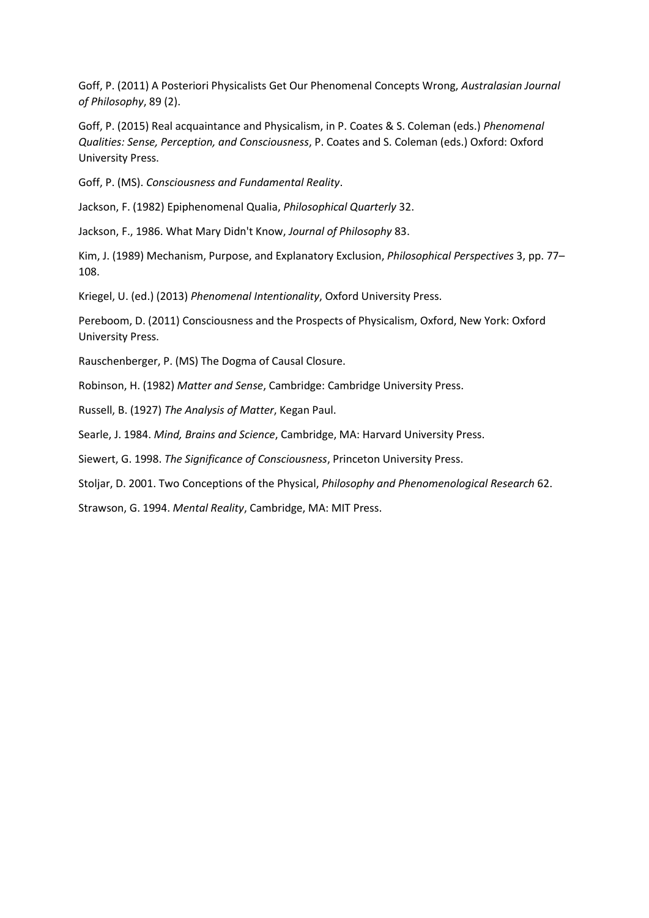Goff, P. (2011) A Posteriori Physicalists Get Our Phenomenal Concepts Wrong, *Australasian Journal of Philosophy*, 89 (2).

Goff, P. (2015) Real acquaintance and Physicalism, in P. Coates & S. Coleman (eds.) *Phenomenal Qualities: Sense, Perception, and Consciousness*, P. Coates and S. Coleman (eds.) Oxford: Oxford University Press.

Goff, P. (MS). *Consciousness and Fundamental Reality*.

Jackson, F. (1982) Epiphenomenal Qualia, *Philosophical Quarterly* 32.

Jackson, F., 1986. What Mary Didn't Know, *Journal of Philosophy* 83.

Kim, J. (1989) Mechanism, Purpose, and Explanatory Exclusion, *Philosophical Perspectives* 3, pp. 77–108.

Kriegel, U. (ed.) (2013) *Phenomenal Intentionality*, Oxford University Press.

Pereboom, D. (2011) Consciousness and the Prospects of Physicalism, Oxford, New York: Oxford University Press.

Rauschenberger, P. (MS) The Dogma of Causal Closure.

Robinson, H. (1982) *Matter and Sense*, Cambridge: Cambridge University Press.

Russell, B. (1927) *The Analysis of Matter*, Kegan Paul.

Searle, J. 1984. *Mind, Brains and Science*, Cambridge, MA: Harvard University Press.

Siewert, G. 1998. *The Significance of Consciousness*, Princeton University Press.

Stoljar, D. 2001. Two Conceptions of the Physical, *Philosophy and Phenomenological Research* 62.

Strawson, G. 1994. *Mental Reality*, Cambridge, MA: MIT Press.